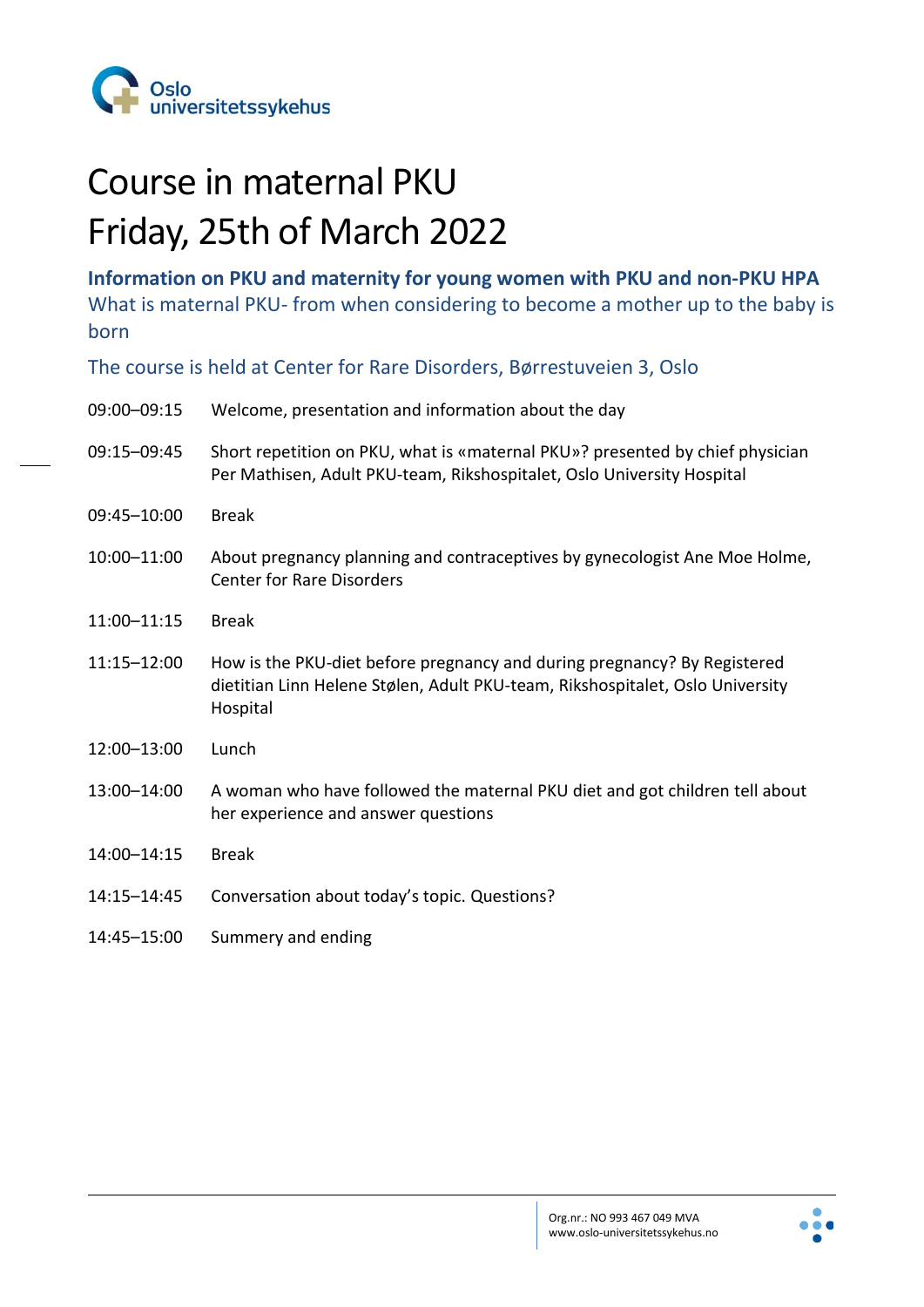Oslo universitetssykehus

# Course in maternal PKU
# Friday, 25th of March 2022

**Information on PKU and maternity for young women with PKU and non-PKU HPA**

What is maternal PKU- from when considering to become a mother up to the baby is born

The course is held at Center for Rare Disorders, Børrestuveien 3, Oslo

| | |
|---|---|
| 09:00–09:15 | Welcome, presentation and information about the day |
| 09:15–09:45 | Short repetition on PKU, what is «maternal PKU»? presented by chief physician Per Mathisen, Adult PKU-team, Rikshospitalet, Oslo University Hospital |
| 09:45–10:00 | Break |
| 10:00–11:00 | About pregnancy planning and contraceptives by gynecologist Ane Moe Holme, Center for Rare Disorders |
| 11:00–11:15 | Break |
| 11:15–12:00 | How is the PKU-diet before pregnancy and during pregnancy? By Registered dietitian Linn Helene Stølen, Adult PKU-team, Rikshospitalet, Oslo University Hospital |
| 12:00–13:00 | Lunch |
| 13:00–14:00 | A woman who have followed the maternal PKU diet and got children tell about her experience and answer questions |
| 14:00–14:15 | Break |
| 14:15–14:45 | Conversation about today's topic. Questions? |
| 14:45–15:00 | Summery and ending |

Org.nr.: NO 993 467 049 MVA
www.oslo-universitetssykehus.no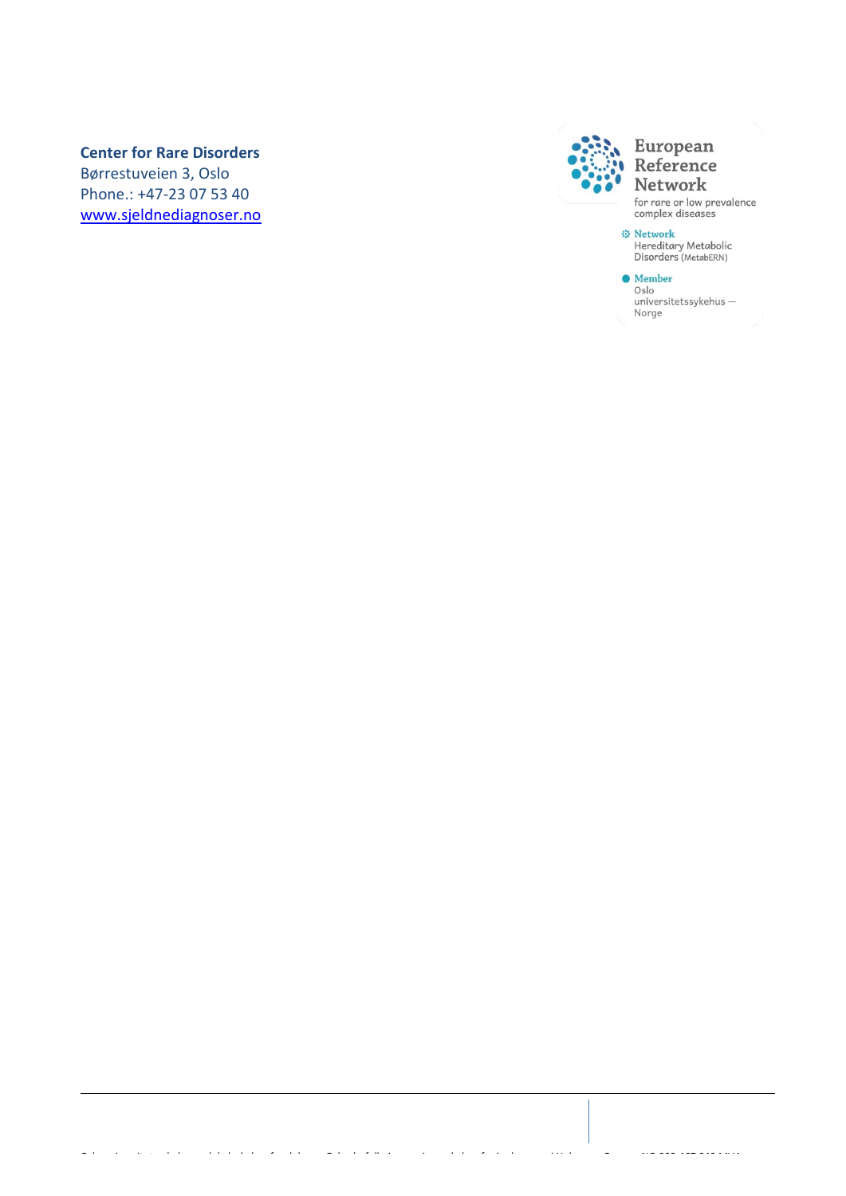**Center for Rare Disorders**
Børrestuveien 3, Oslo
Phone.: +47-23 07 53 40
[www.sjeldnediagnoser.no](http://www.sjeldnediagnoser.no)

European Reference Network
for rare or low prevalence complex diseases

Network
Hereditary Metabolic Disorders (MetabERN)

Member
Oslo universitetssykehus — Norge